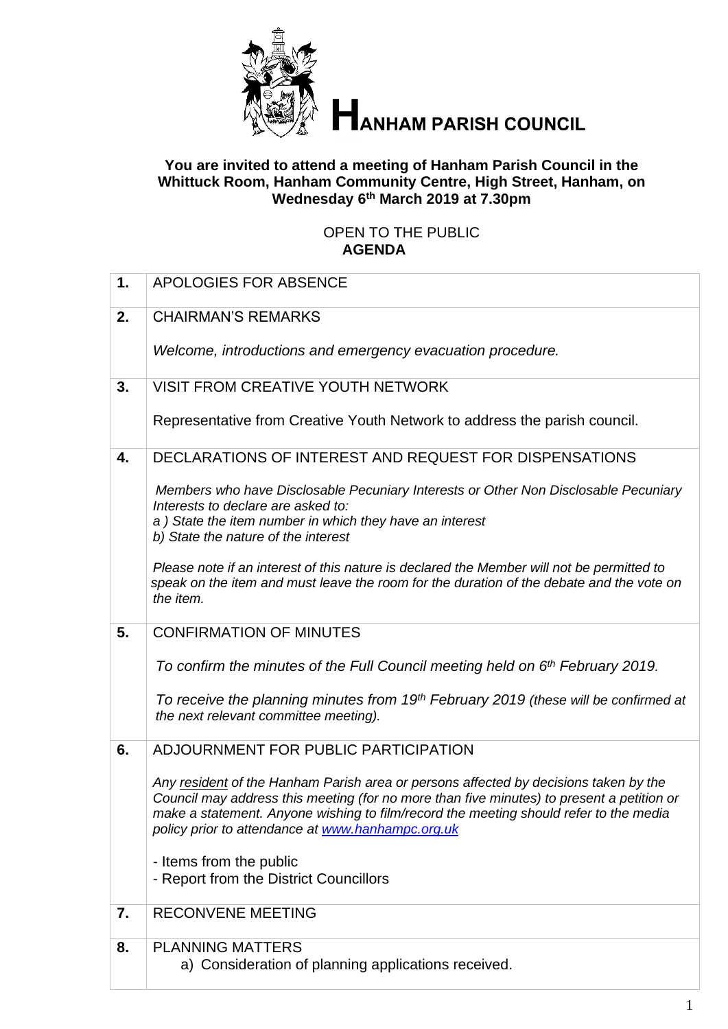# HANHAM PARISH COUNCIL

**You are invited to attend a meeting of Hanham Parish Council in the Whittuck Room, Hanham Community Centre, High Street, Hanham, on Wednesday 6th March 2019 at 7.30pm**

OPEN TO THE PUBLIC
**AGENDA**

| | |
|---|---|
| **1.** | APOLOGIES FOR ABSENCE |
| **2.** | CHAIRMAN'S REMARKS<br><br>*Welcome, introductions and emergency evacuation procedure.* |
| **3.** | VISIT FROM CREATIVE YOUTH NETWORK<br><br>Representative from Creative Youth Network to address the parish council. |
| **4.** | DECLARATIONS OF INTEREST AND REQUEST FOR DISPENSATIONS<br><br>*Members who have Disclosable Pecuniary Interests or Other Non Disclosable Pecuniary Interests to declare are asked to:*<br>*a ) State the item number in which they have an interest*<br>*b) State the nature of the interest*<br><br>*Please note if an interest of this nature is declared the Member will not be permitted to speak on the item and must leave the room for the duration of the debate and the vote on the item.* |
| **5.** | CONFIRMATION OF MINUTES<br><br>*To confirm the minutes of the Full Council meeting held on 6th February 2019.*<br><br>*To receive the planning minutes from 19th February 2019 (these will be confirmed at the next relevant committee meeting).* |
| **6.** | ADJOURNMENT FOR PUBLIC PARTICIPATION<br><br>*Any resident of the Hanham Parish area or persons affected by decisions taken by the Council may address this meeting (for no more than five minutes) to present a petition or make a statement. Anyone wishing to film/record the meeting should refer to the media policy prior to attendance at www.hanhampc.org.uk*<br><br>- Items from the public<br>- Report from the District Councillors |
| **7.** | RECONVENE MEETING |
| **8.** | PLANNING MATTERS<br>a) Consideration of planning applications received. |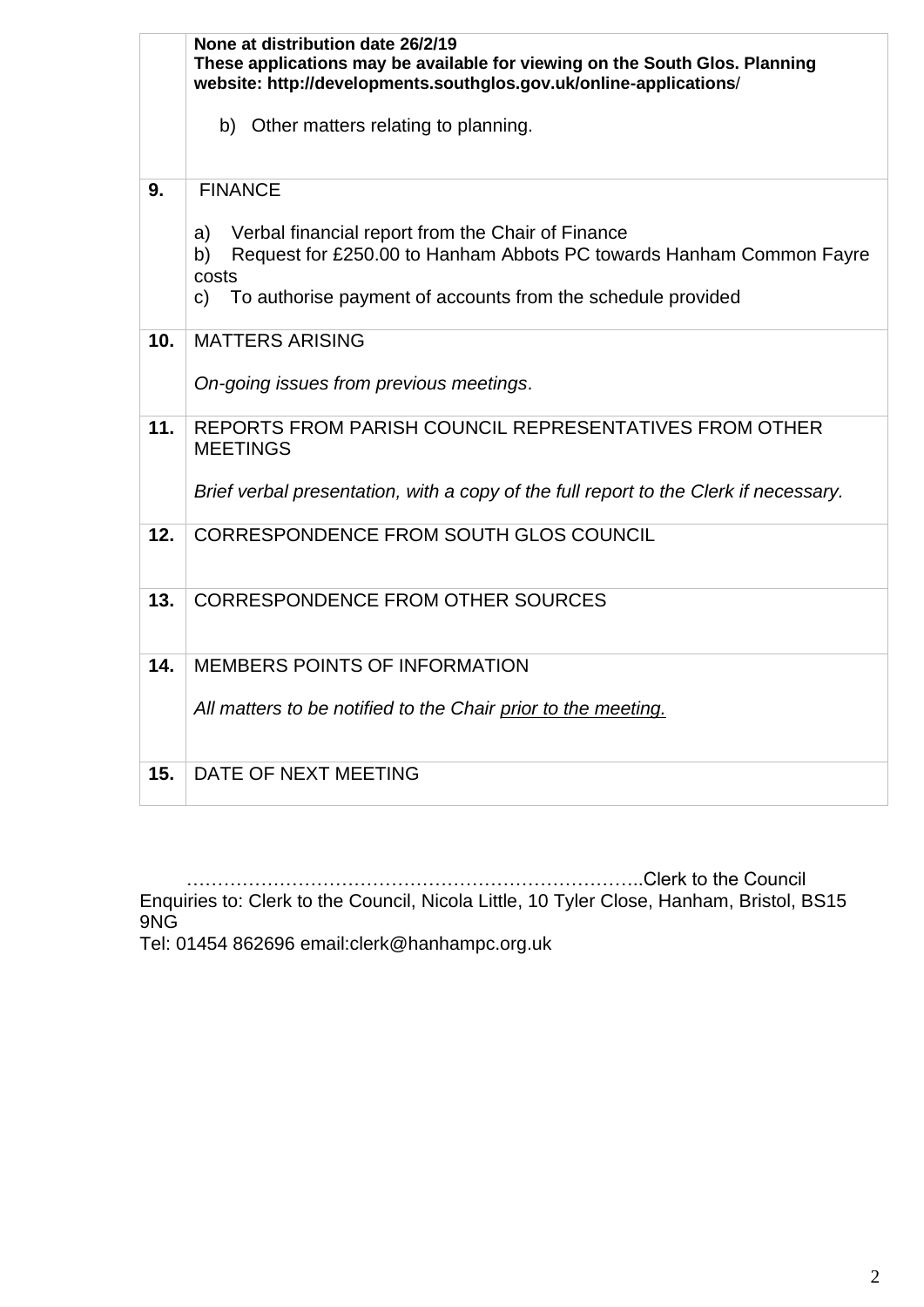| | |
|---|---|
| | **None at distribution date 26/2/19**<br>**These applications may be available for viewing on the South Glos. Planning website: http://developments.southglos.gov.uk/online-applications/**<br><br>b) Other matters relating to planning. |
| **9.** | FINANCE<br><br>a) Verbal financial report from the Chair of Finance<br>b) Request for £250.00 to Hanham Abbots PC towards Hanham Common Fayre costs<br>c) To authorise payment of accounts from the schedule provided |
| **10.** | MATTERS ARISING<br><br>*On-going issues from previous meetings*. |
| **11.** | REPORTS FROM PARISH COUNCIL REPRESENTATIVES FROM OTHER MEETINGS<br><br>*Brief verbal presentation, with a copy of the full report to the Clerk if necessary.* |
| **12.** | CORRESPONDENCE FROM SOUTH GLOS COUNCIL |
| **13.** | CORRESPONDENCE FROM OTHER SOURCES |
| **14.** | MEMBERS POINTS OF INFORMATION<br><br>*All matters to be notified to the Chair <u>prior to the meeting.</u>* |
| **15.** | DATE OF NEXT MEETING |

………………………………………………………………..Clerk to the Council

Enquiries to: Clerk to the Council, Nicola Little, 10 Tyler Close, Hanham, Bristol, BS15 9NG

Tel: 01454 862696 email:clerk@hanhampc.org.uk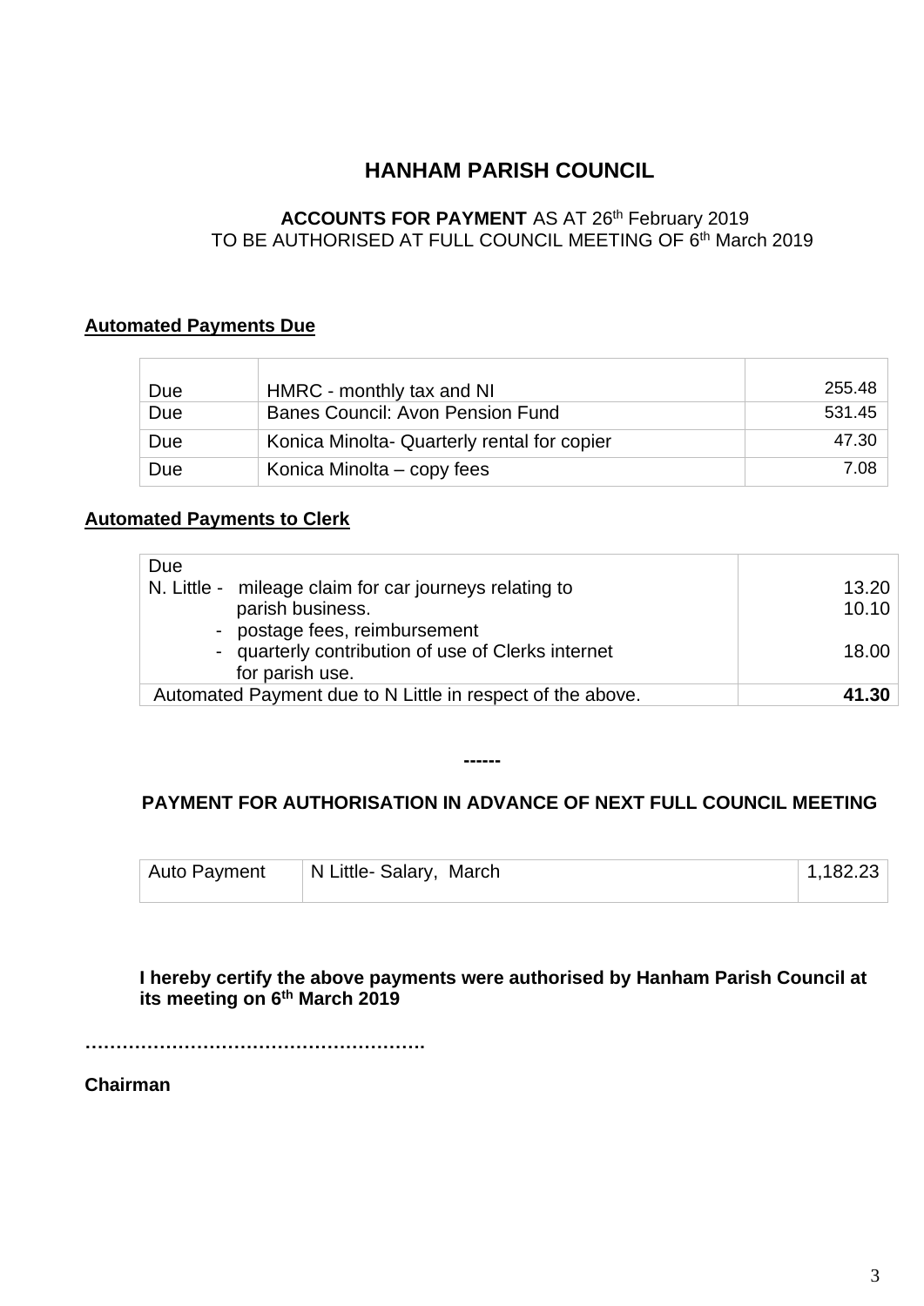# HANHAM PARISH COUNCIL

**ACCOUNTS FOR PAYMENT** AS AT 26th February 2019
TO BE AUTHORISED AT FULL COUNCIL MEETING OF 6th March 2019

**Automated Payments Due**

| | | |
|---|---|---|
| Due | HMRC - monthly tax and NI | 255.48 |
| Due | Banes Council: Avon Pension Fund | 531.45 |
| Due | Konica Minolta- Quarterly rental for copier | 47.30 |
| Due | Konica Minolta – copy fees | 7.08 |

**Automated Payments to Clerk**

| | |
|---|---|
| Due<br>N. Little - mileage claim for car journeys relating to parish business.<br>- postage fees, reimbursement<br>- quarterly contribution of use of Clerks internet for parish use. | 13.20<br>10.10<br><br>18.00 |
| Automated Payment due to N Little in respect of the above. | **41.30** |

------

**PAYMENT FOR AUTHORISATION IN ADVANCE OF NEXT FULL COUNCIL MEETING**

| | | |
|---|---|---|
| Auto Payment | N Little- Salary, March | 1,182.23 |

**I hereby certify the above payments were authorised by Hanham Parish Council at its meeting on 6th March 2019**

……………………………………………….

**Chairman**